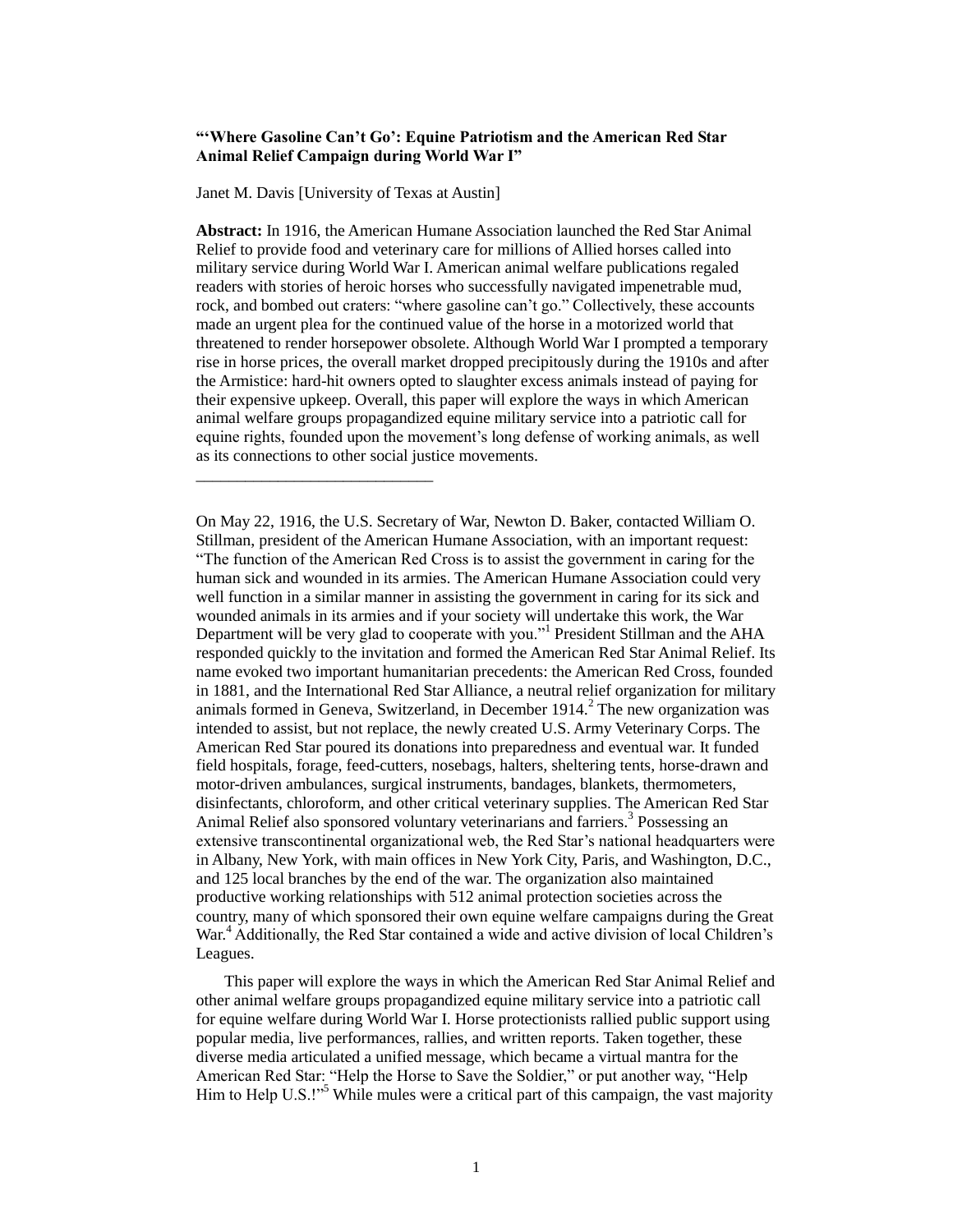**"'Where Gasoline Can't Go': Equine Patriotism and the American Red Star Animal Relief Campaign during World War I"**

Janet M. Davis [University of Texas at Austin]

**Abstract:** In 1916, the American Humane Association launched the Red Star Animal Relief to provide food and veterinary care for millions of Allied horses called into military service during World War I. American animal welfare publications regaled readers with stories of heroic horses who successfully navigated impenetrable mud, rock, and bombed out craters: "where gasoline can't go." Collectively, these accounts made an urgent plea for the continued value of the horse in a motorized world that threatened to render horsepower obsolete. Although World War I prompted a temporary rise in horse prices, the overall market dropped precipitously during the 1910s and after the Armistice: hard-hit owners opted to slaughter excess animals instead of paying for their expensive upkeep. Overall, this paper will explore the ways in which American animal welfare groups propagandized equine military service into a patriotic call for equine rights, founded upon the movement's long defense of working animals, as well as its connections to other social justice movements.

---

On May 22, 1916, the U.S. Secretary of War, Newton D. Baker, contacted William O. Stillman, president of the American Humane Association, with an important request: "The function of the American Red Cross is to assist the government in caring for the human sick and wounded in its armies. The American Humane Association could very well function in a similar manner in assisting the government in caring for its sick and wounded animals in its armies and if your society will undertake this work, the War Department will be very glad to cooperate with you."[1] President Stillman and the AHA responded quickly to the invitation and formed the American Red Star Animal Relief. Its name evoked two important humanitarian precedents: the American Red Cross, founded in 1881, and the International Red Star Alliance, a neutral relief organization for military animals formed in Geneva, Switzerland, in December 1914.[2] The new organization was intended to assist, but not replace, the newly created U.S. Army Veterinary Corps. The American Red Star poured its donations into preparedness and eventual war. It funded field hospitals, forage, feed-cutters, nosebags, halters, sheltering tents, horse-drawn and motor-driven ambulances, surgical instruments, bandages, blankets, thermometers, disinfectants, chloroform, and other critical veterinary supplies. The American Red Star Animal Relief also sponsored voluntary veterinarians and farriers.[3] Possessing an extensive transcontinental organizational web, the Red Star's national headquarters were in Albany, New York, with main offices in New York City, Paris, and Washington, D.C., and 125 local branches by the end of the war. The organization also maintained productive working relationships with 512 animal protection societies across the country, many of which sponsored their own equine welfare campaigns during the Great War.[4] Additionally, the Red Star contained a wide and active division of local Children's Leagues.

This paper will explore the ways in which the American Red Star Animal Relief and other animal welfare groups propagandized equine military service into a patriotic call for equine welfare during World War I. Horse protectionists rallied public support using popular media, live performances, rallies, and written reports. Taken together, these diverse media articulated a unified message, which became a virtual mantra for the American Red Star: "Help the Horse to Save the Soldier," or put another way, "Help Him to Help U.S.!"[5] While mules were a critical part of this campaign, the vast majority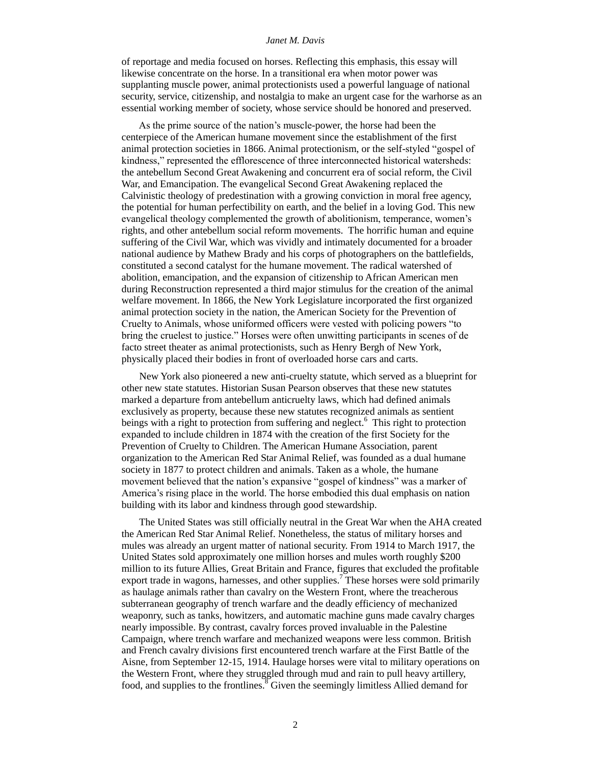of reportage and media focused on horses. Reflecting this emphasis, this essay will likewise concentrate on the horse. In a transitional era when motor power was supplanting muscle power, animal protectionists used a powerful language of national security, service, citizenship, and nostalgia to make an urgent case for the warhorse as an essential working member of society, whose service should be honored and preserved.

As the prime source of the nation's muscle-power, the horse had been the centerpiece of the American humane movement since the establishment of the first animal protection societies in 1866. Animal protectionism, or the self-styled "gospel of kindness," represented the efflorescence of three interconnected historical watersheds: the antebellum Second Great Awakening and concurrent era of social reform, the Civil War, and Emancipation. The evangelical Second Great Awakening replaced the Calvinistic theology of predestination with a growing conviction in moral free agency, the potential for human perfectibility on earth, and the belief in a loving God. This new evangelical theology complemented the growth of abolitionism, temperance, women's rights, and other antebellum social reform movements. The horrific human and equine suffering of the Civil War, which was vividly and intimately documented for a broader national audience by Mathew Brady and his corps of photographers on the battlefields, constituted a second catalyst for the humane movement. The radical watershed of abolition, emancipation, and the expansion of citizenship to African American men during Reconstruction represented a third major stimulus for the creation of the animal welfare movement. In 1866, the New York Legislature incorporated the first organized animal protection society in the nation, the American Society for the Prevention of Cruelty to Animals, whose uniformed officers were vested with policing powers "to bring the cruelest to justice." Horses were often unwitting participants in scenes of de facto street theater as animal protectionists, such as Henry Bergh of New York, physically placed their bodies in front of overloaded horse cars and carts.

New York also pioneered a new anti-cruelty statute, which served as a blueprint for other new state statutes. Historian Susan Pearson observes that these new statutes marked a departure from antebellum anticruelty laws, which had defined animals exclusively as property, because these new statutes recognized animals as sentient beings with a right to protection from suffering and neglect.[6] This right to protection expanded to include children in 1874 with the creation of the first Society for the Prevention of Cruelty to Children. The American Humane Association, parent organization to the American Red Star Animal Relief, was founded as a dual humane society in 1877 to protect children and animals. Taken as a whole, the humane movement believed that the nation's expansive "gospel of kindness" was a marker of America's rising place in the world. The horse embodied this dual emphasis on nation building with its labor and kindness through good stewardship.

The United States was still officially neutral in the Great War when the AHA created the American Red Star Animal Relief. Nonetheless, the status of military horses and mules was already an urgent matter of national security. From 1914 to March 1917, the United States sold approximately one million horses and mules worth roughly $200 million to its future Allies, Great Britain and France, figures that excluded the profitable export trade in wagons, harnesses, and other supplies.[7] These horses were sold primarily as haulage animals rather than cavalry on the Western Front, where the treacherous subterranean geography of trench warfare and the deadly efficiency of mechanized weaponry, such as tanks, howitzers, and automatic machine guns made cavalry charges nearly impossible. By contrast, cavalry forces proved invaluable in the Palestine Campaign, where trench warfare and mechanized weapons were less common. British and French cavalry divisions first encountered trench warfare at the First Battle of the Aisne, from September 12-15, 1914. Haulage horses were vital to military operations on the Western Front, where they struggled through mud and rain to pull heavy artillery, food, and supplies to the frontlines.[8] Given the seemingly limitless Allied demand for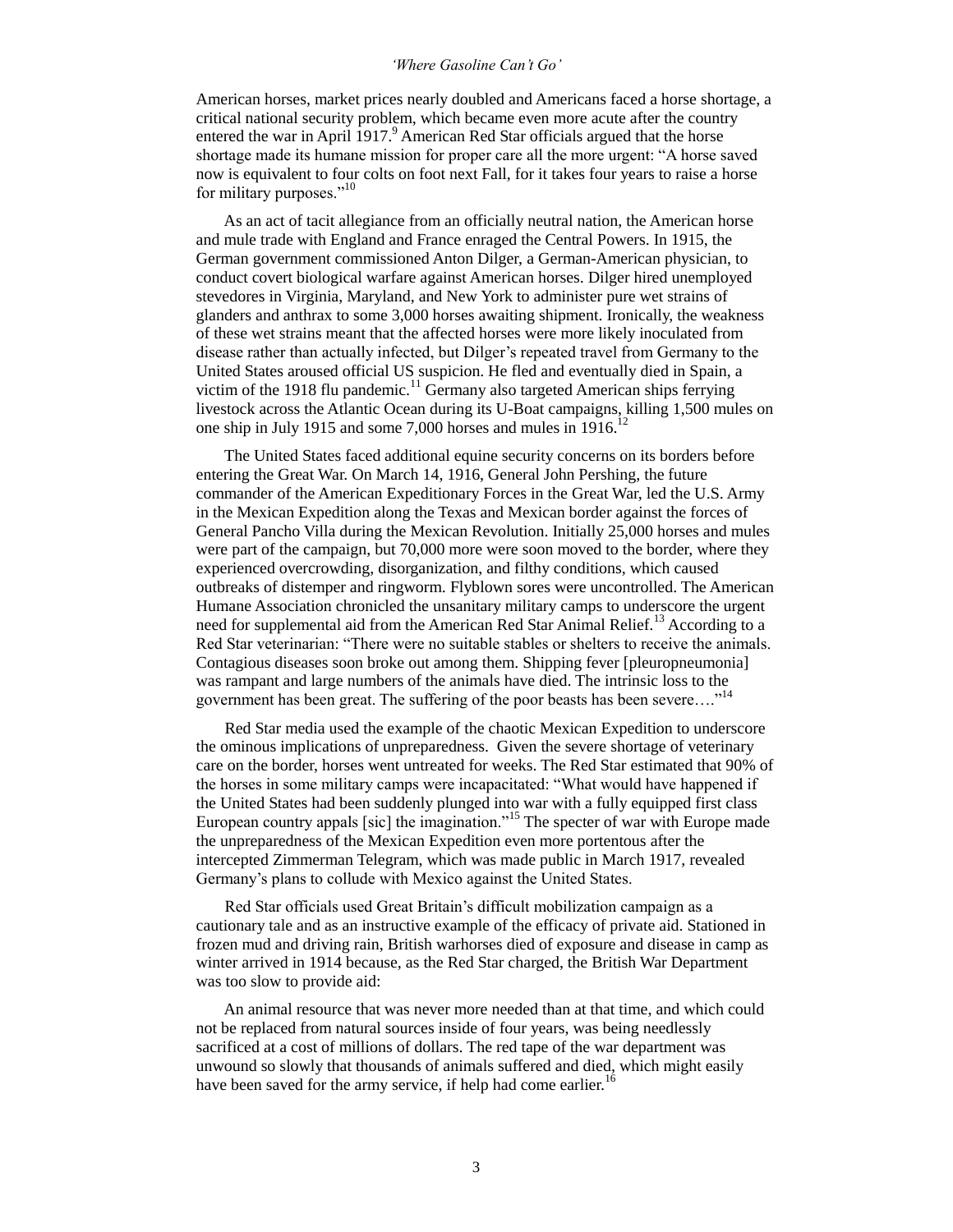American horses, market prices nearly doubled and Americans faced a horse shortage, a critical national security problem, which became even more acute after the country entered the war in April 1917.[9] American Red Star officials argued that the horse shortage made its humane mission for proper care all the more urgent: "A horse saved now is equivalent to four colts on foot next Fall, for it takes four years to raise a horse for military purposes."[10]

As an act of tacit allegiance from an officially neutral nation, the American horse and mule trade with England and France enraged the Central Powers. In 1915, the German government commissioned Anton Dilger, a German-American physician, to conduct covert biological warfare against American horses. Dilger hired unemployed stevedores in Virginia, Maryland, and New York to administer pure wet strains of glanders and anthrax to some 3,000 horses awaiting shipment. Ironically, the weakness of these wet strains meant that the affected horses were more likely inoculated from disease rather than actually infected, but Dilger's repeated travel from Germany to the United States aroused official US suspicion. He fled and eventually died in Spain, a victim of the 1918 flu pandemic.[11] Germany also targeted American ships ferrying livestock across the Atlantic Ocean during its U-Boat campaigns, killing 1,500 mules on one ship in July 1915 and some 7,000 horses and mules in 1916.[12]

The United States faced additional equine security concerns on its borders before entering the Great War. On March 14, 1916, General John Pershing, the future commander of the American Expeditionary Forces in the Great War, led the U.S. Army in the Mexican Expedition along the Texas and Mexican border against the forces of General Pancho Villa during the Mexican Revolution. Initially 25,000 horses and mules were part of the campaign, but 70,000 more were soon moved to the border, where they experienced overcrowding, disorganization, and filthy conditions, which caused outbreaks of distemper and ringworm. Flyblown sores were uncontrolled. The American Humane Association chronicled the unsanitary military camps to underscore the urgent need for supplemental aid from the American Red Star Animal Relief.[13] According to a Red Star veterinarian: "There were no suitable stables or shelters to receive the animals. Contagious diseases soon broke out among them. Shipping fever [pleuropneumonia] was rampant and large numbers of the animals have died. The intrinsic loss to the government has been great. The suffering of the poor beasts has been severe…."[14]

Red Star media used the example of the chaotic Mexican Expedition to underscore the ominous implications of unpreparedness. Given the severe shortage of veterinary care on the border, horses went untreated for weeks. The Red Star estimated that 90% of the horses in some military camps were incapacitated: "What would have happened if the United States had been suddenly plunged into war with a fully equipped first class European country appals [sic] the imagination."[15] The specter of war with Europe made the unpreparedness of the Mexican Expedition even more portentous after the intercepted Zimmerman Telegram, which was made public in March 1917, revealed Germany's plans to collude with Mexico against the United States.

Red Star officials used Great Britain's difficult mobilization campaign as a cautionary tale and as an instructive example of the efficacy of private aid. Stationed in frozen mud and driving rain, British warhorses died of exposure and disease in camp as winter arrived in 1914 because, as the Red Star charged, the British War Department was too slow to provide aid:

> An animal resource that was never more needed than at that time, and which could not be replaced from natural sources inside of four years, was being needlessly sacrificed at a cost of millions of dollars. The red tape of the war department was unwound so slowly that thousands of animals suffered and died, which might easily have been saved for the army service, if help had come earlier.[16]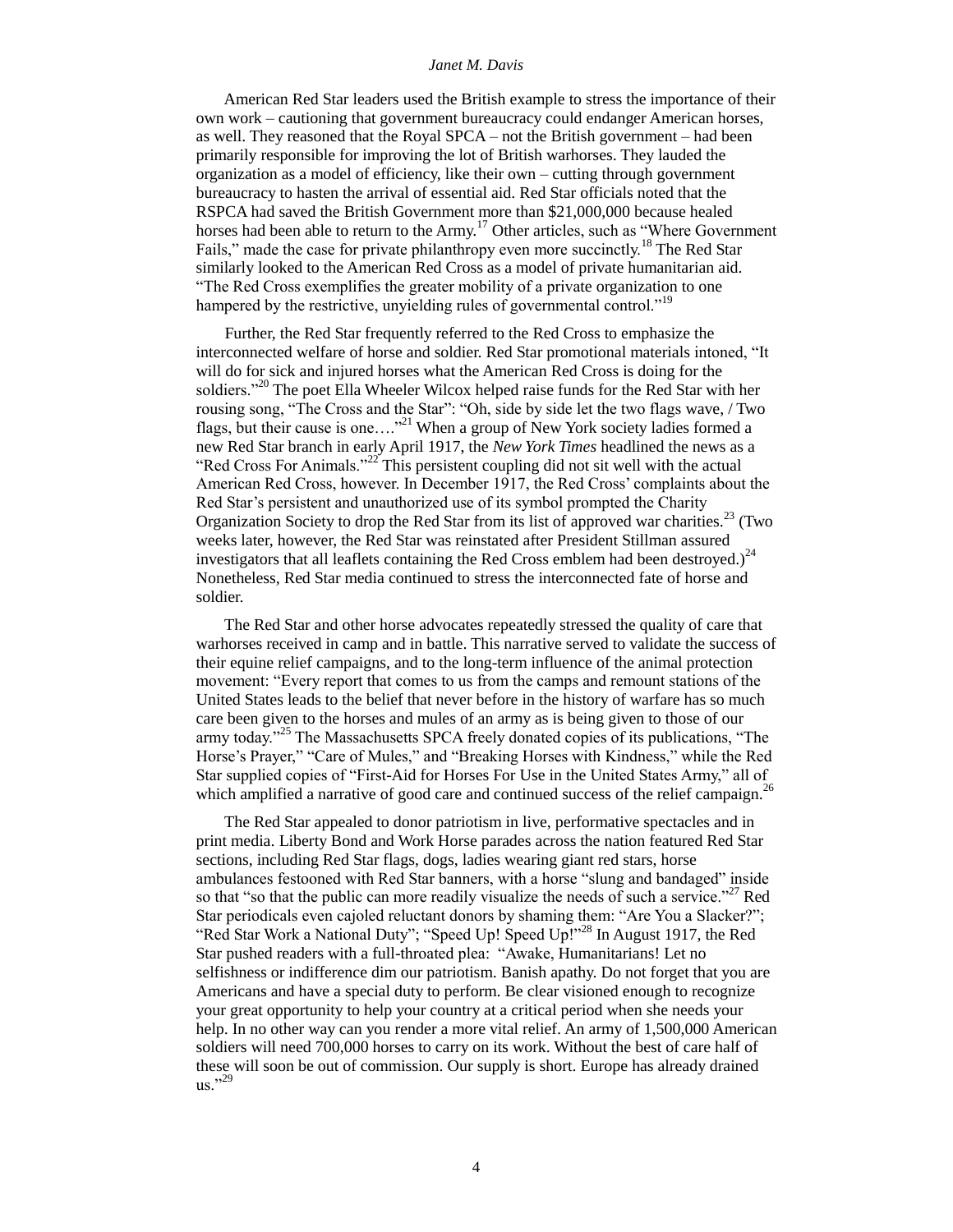American Red Star leaders used the British example to stress the importance of their own work – cautioning that government bureaucracy could endanger American horses, as well. They reasoned that the Royal SPCA – not the British government – had been primarily responsible for improving the lot of British warhorses. They lauded the organization as a model of efficiency, like their own – cutting through government bureaucracy to hasten the arrival of essential aid. Red Star officials noted that the RSPCA had saved the British Government more than $21,000,000 because healed horses had been able to return to the Army.[17] Other articles, such as "Where Government Fails," made the case for private philanthropy even more succinctly.[18] The Red Star similarly looked to the American Red Cross as a model of private humanitarian aid. "The Red Cross exemplifies the greater mobility of a private organization to one hampered by the restrictive, unyielding rules of governmental control."[19]

Further, the Red Star frequently referred to the Red Cross to emphasize the interconnected welfare of horse and soldier. Red Star promotional materials intoned, "It will do for sick and injured horses what the American Red Cross is doing for the soldiers."[20] The poet Ella Wheeler Wilcox helped raise funds for the Red Star with her rousing song, "The Cross and the Star": "Oh, side by side let the two flags wave, / Two flags, but their cause is one…."[21] When a group of New York society ladies formed a new Red Star branch in early April 1917, the *New York Times* headlined the news as a "Red Cross For Animals."[22] This persistent coupling did not sit well with the actual American Red Cross, however. In December 1917, the Red Cross' complaints about the Red Star's persistent and unauthorized use of its symbol prompted the Charity Organization Society to drop the Red Star from its list of approved war charities.[23] (Two weeks later, however, the Red Star was reinstated after President Stillman assured investigators that all leaflets containing the Red Cross emblem had been destroyed.)[24] Nonetheless, Red Star media continued to stress the interconnected fate of horse and soldier.

The Red Star and other horse advocates repeatedly stressed the quality of care that warhorses received in camp and in battle. This narrative served to validate the success of their equine relief campaigns, and to the long-term influence of the animal protection movement: "Every report that comes to us from the camps and remount stations of the United States leads to the belief that never before in the history of warfare has so much care been given to the horses and mules of an army as is being given to those of our army today."[25] The Massachusetts SPCA freely donated copies of its publications, "The Horse's Prayer," "Care of Mules," and "Breaking Horses with Kindness," while the Red Star supplied copies of "First-Aid for Horses For Use in the United States Army," all of which amplified a narrative of good care and continued success of the relief campaign.[26]

The Red Star appealed to donor patriotism in live, performative spectacles and in print media. Liberty Bond and Work Horse parades across the nation featured Red Star sections, including Red Star flags, dogs, ladies wearing giant red stars, horse ambulances festooned with Red Star banners, with a horse "slung and bandaged" inside so that "so that the public can more readily visualize the needs of such a service."[27] Red Star periodicals even cajoled reluctant donors by shaming them: "Are You a Slacker?"; "Red Star Work a National Duty"; "Speed Up! Speed Up!"[28] In August 1917, the Red Star pushed readers with a full-throated plea: "Awake, Humanitarians! Let no selfishness or indifference dim our patriotism. Banish apathy. Do not forget that you are Americans and have a special duty to perform. Be clear visioned enough to recognize your great opportunity to help your country at a critical period when she needs your help. In no other way can you render a more vital relief. An army of 1,500,000 American soldiers will need 700,000 horses to carry on its work. Without the best of care half of these will soon be out of commission. Our supply is short. Europe has already drained us."[29]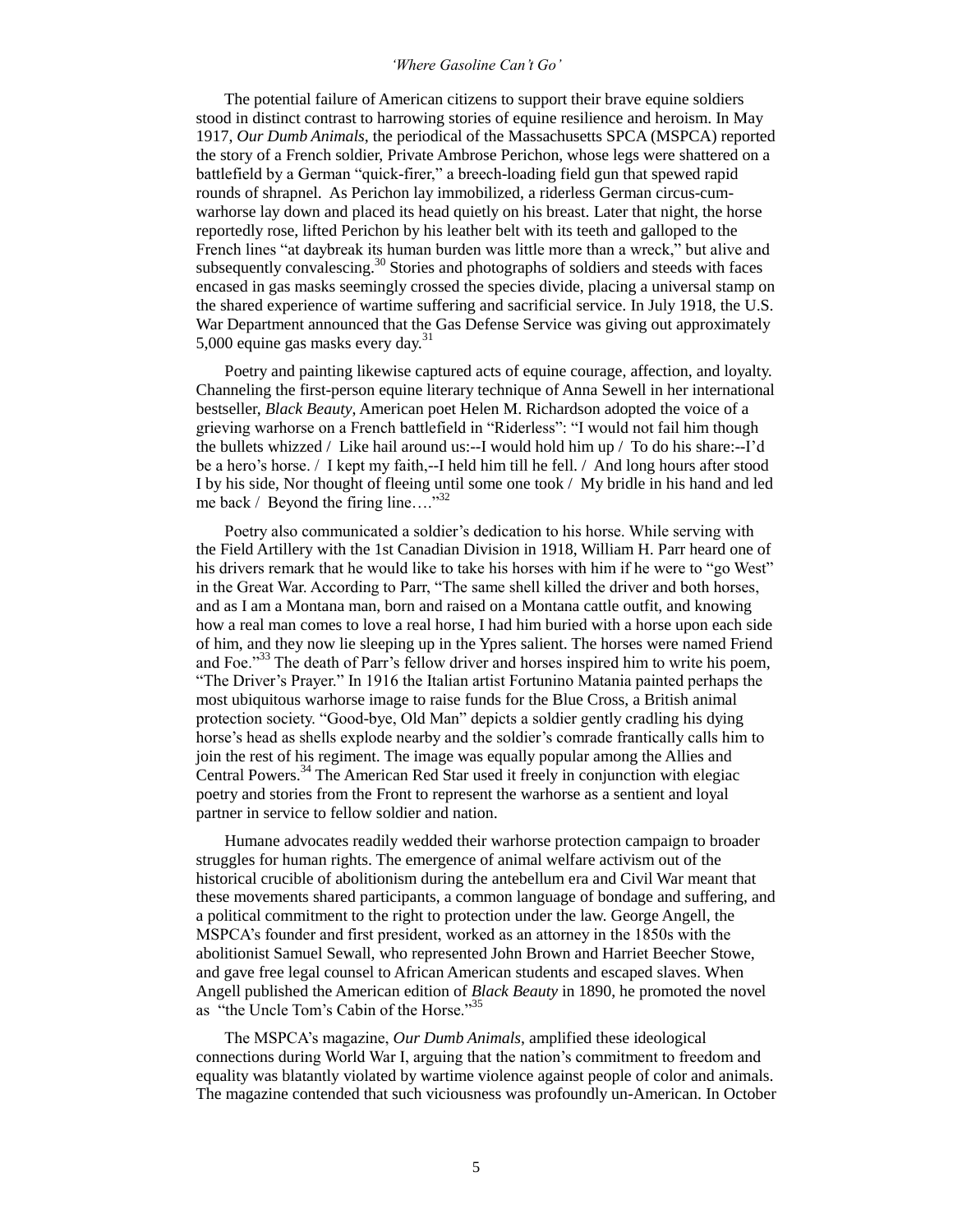The potential failure of American citizens to support their brave equine soldiers stood in distinct contrast to harrowing stories of equine resilience and heroism. In May 1917, *Our Dumb Animals*, the periodical of the Massachusetts SPCA (MSPCA) reported the story of a French soldier, Private Ambrose Perichon, whose legs were shattered on a battlefield by a German "quick-firer," a breech-loading field gun that spewed rapid rounds of shrapnel. As Perichon lay immobilized, a riderless German circus-cum-warhorse lay down and placed its head quietly on his breast. Later that night, the horse reportedly rose, lifted Perichon by his leather belt with its teeth and galloped to the French lines "at daybreak its human burden was little more than a wreck," but alive and subsequently convalescing.[30] Stories and photographs of soldiers and steeds with faces encased in gas masks seemingly crossed the species divide, placing a universal stamp on the shared experience of wartime suffering and sacrificial service. In July 1918, the U.S. War Department announced that the Gas Defense Service was giving out approximately 5,000 equine gas masks every day.[31]

Poetry and painting likewise captured acts of equine courage, affection, and loyalty. Channeling the first-person equine literary technique of Anna Sewell in her international bestseller, *Black Beauty*, American poet Helen M. Richardson adopted the voice of a grieving warhorse on a French battlefield in "Riderless": "I would not fail him though the bullets whizzed / Like hail around us:--I would hold him up / To do his share:--I'd be a hero's horse. / I kept my faith,--I held him till he fell. / And long hours after stood I by his side, Nor thought of fleeing until some one took / My bridle in his hand and led me back / Beyond the firing line…."[32]

Poetry also communicated a soldier's dedication to his horse. While serving with the Field Artillery with the 1st Canadian Division in 1918, William H. Parr heard one of his drivers remark that he would like to take his horses with him if he were to "go West" in the Great War. According to Parr, "The same shell killed the driver and both horses, and as I am a Montana man, born and raised on a Montana cattle outfit, and knowing how a real man comes to love a real horse, I had him buried with a horse upon each side of him, and they now lie sleeping up in the Ypres salient. The horses were named Friend and Foe."[33] The death of Parr's fellow driver and horses inspired him to write his poem, "The Driver's Prayer." In 1916 the Italian artist Fortunino Matania painted perhaps the most ubiquitous warhorse image to raise funds for the Blue Cross, a British animal protection society. "Good-bye, Old Man" depicts a soldier gently cradling his dying horse's head as shells explode nearby and the soldier's comrade frantically calls him to join the rest of his regiment. The image was equally popular among the Allies and Central Powers.[34] The American Red Star used it freely in conjunction with elegiac poetry and stories from the Front to represent the warhorse as a sentient and loyal partner in service to fellow soldier and nation.

Humane advocates readily wedded their warhorse protection campaign to broader struggles for human rights. The emergence of animal welfare activism out of the historical crucible of abolitionism during the antebellum era and Civil War meant that these movements shared participants, a common language of bondage and suffering, and a political commitment to the right to protection under the law. George Angell, the MSPCA's founder and first president, worked as an attorney in the 1850s with the abolitionist Samuel Sewall, who represented John Brown and Harriet Beecher Stowe, and gave free legal counsel to African American students and escaped slaves. When Angell published the American edition of *Black Beauty* in 1890, he promoted the novel as "the Uncle Tom's Cabin of the Horse."[35]

The MSPCA's magazine, *Our Dumb Animals*, amplified these ideological connections during World War I, arguing that the nation's commitment to freedom and equality was blatantly violated by wartime violence against people of color and animals. The magazine contended that such viciousness was profoundly un-American. In October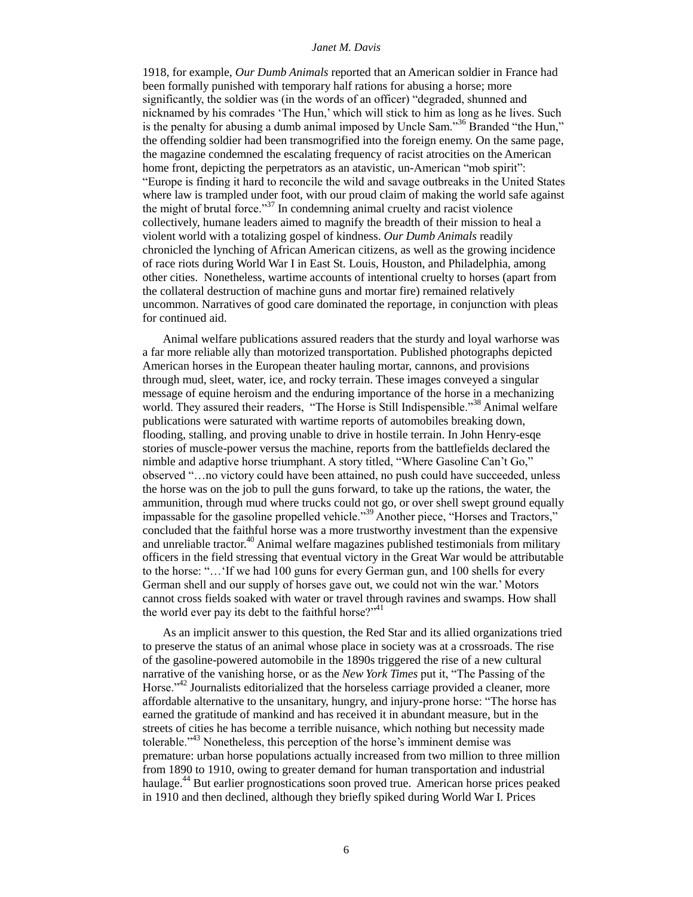1918, for example, *Our Dumb Animals* reported that an American soldier in France had been formally punished with temporary half rations for abusing a horse; more significantly, the soldier was (in the words of an officer) "degraded, shunned and nicknamed by his comrades 'The Hun,' which will stick to him as long as he lives. Such is the penalty for abusing a dumb animal imposed by Uncle Sam."[36] Branded "the Hun," the offending soldier had been transmogrified into the foreign enemy. On the same page, the magazine condemned the escalating frequency of racist atrocities on the American home front, depicting the perpetrators as an atavistic, un-American "mob spirit": "Europe is finding it hard to reconcile the wild and savage outbreaks in the United States where law is trampled under foot, with our proud claim of making the world safe against the might of brutal force."[37] In condemning animal cruelty and racist violence collectively, humane leaders aimed to magnify the breadth of their mission to heal a violent world with a totalizing gospel of kindness. *Our Dumb Animals* readily chronicled the lynching of African American citizens, as well as the growing incidence of race riots during World War I in East St. Louis, Houston, and Philadelphia, among other cities. Nonetheless, wartime accounts of intentional cruelty to horses (apart from the collateral destruction of machine guns and mortar fire) remained relatively uncommon. Narratives of good care dominated the reportage, in conjunction with pleas for continued aid.

Animal welfare publications assured readers that the sturdy and loyal warhorse was a far more reliable ally than motorized transportation. Published photographs depicted American horses in the European theater hauling mortar, cannons, and provisions through mud, sleet, water, ice, and rocky terrain. These images conveyed a singular message of equine heroism and the enduring importance of the horse in a mechanizing world. They assured their readers, "The Horse is Still Indispensible."[38] Animal welfare publications were saturated with wartime reports of automobiles breaking down, flooding, stalling, and proving unable to drive in hostile terrain. In John Henry-esqe stories of muscle-power versus the machine, reports from the battlefields declared the nimble and adaptive horse triumphant. A story titled, "Where Gasoline Can't Go," observed "…no victory could have been attained, no push could have succeeded, unless the horse was on the job to pull the guns forward, to take up the rations, the water, the ammunition, through mud where trucks could not go, or over shell swept ground equally impassable for the gasoline propelled vehicle."[39] Another piece, "Horses and Tractors," concluded that the faithful horse was a more trustworthy investment than the expensive and unreliable tractor.[40] Animal welfare magazines published testimonials from military officers in the field stressing that eventual victory in the Great War would be attributable to the horse: "…'If we had 100 guns for every German gun, and 100 shells for every German shell and our supply of horses gave out, we could not win the war.' Motors cannot cross fields soaked with water or travel through ravines and swamps. How shall the world ever pay its debt to the faithful horse?"[41]

As an implicit answer to this question, the Red Star and its allied organizations tried to preserve the status of an animal whose place in society was at a crossroads. The rise of the gasoline-powered automobile in the 1890s triggered the rise of a new cultural narrative of the vanishing horse, or as the *New York Times* put it, "The Passing of the Horse."[42] Journalists editorialized that the horseless carriage provided a cleaner, more affordable alternative to the unsanitary, hungry, and injury-prone horse: "The horse has earned the gratitude of mankind and has received it in abundant measure, but in the streets of cities he has become a terrible nuisance, which nothing but necessity made tolerable."[43] Nonetheless, this perception of the horse's imminent demise was premature: urban horse populations actually increased from two million to three million from 1890 to 1910, owing to greater demand for human transportation and industrial haulage.[44] But earlier prognostications soon proved true. American horse prices peaked in 1910 and then declined, although they briefly spiked during World War I. Prices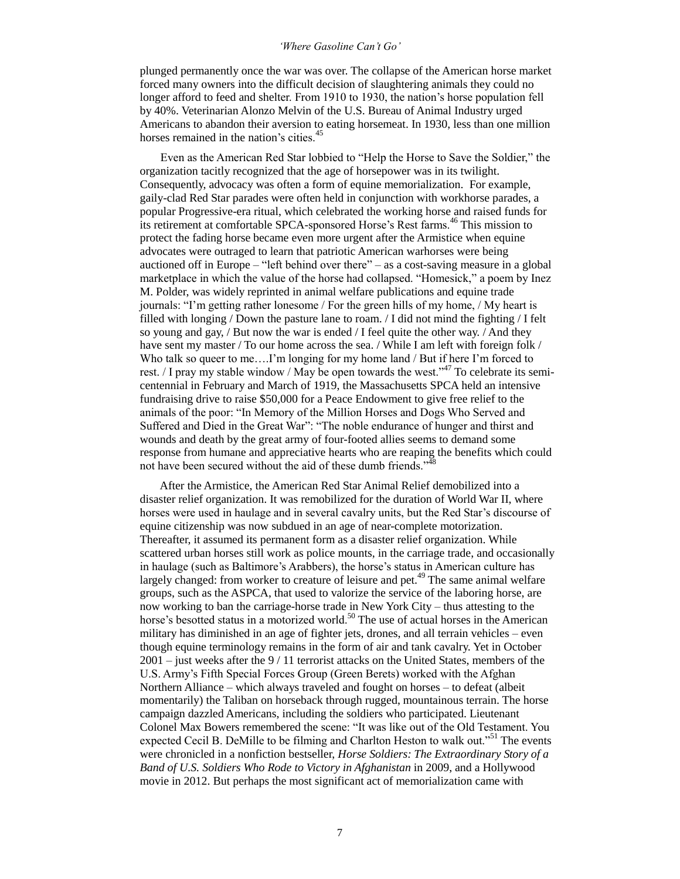plunged permanently once the war was over. The collapse of the American horse market forced many owners into the difficult decision of slaughtering animals they could no longer afford to feed and shelter. From 1910 to 1930, the nation's horse population fell by 40%. Veterinarian Alonzo Melvin of the U.S. Bureau of Animal Industry urged Americans to abandon their aversion to eating horsemeat. In 1930, less than one million horses remained in the nation's cities.[45]

Even as the American Red Star lobbied to "Help the Horse to Save the Soldier," the organization tacitly recognized that the age of horsepower was in its twilight. Consequently, advocacy was often a form of equine memorialization. For example, gaily-clad Red Star parades were often held in conjunction with workhorse parades, a popular Progressive-era ritual, which celebrated the working horse and raised funds for its retirement at comfortable SPCA-sponsored Horse's Rest farms.[46] This mission to protect the fading horse became even more urgent after the Armistice when equine advocates were outraged to learn that patriotic American warhorses were being auctioned off in Europe – "left behind over there" – as a cost-saving measure in a global marketplace in which the value of the horse had collapsed. "Homesick," a poem by Inez M. Polder, was widely reprinted in animal welfare publications and equine trade journals: "I'm getting rather lonesome / For the green hills of my home, / My heart is filled with longing / Down the pasture lane to roam. / I did not mind the fighting / I felt so young and gay, / But now the war is ended / I feel quite the other way. / And they have sent my master / To our home across the sea. / While I am left with foreign folk / Who talk so queer to me….I'm longing for my home land / But if here I'm forced to rest. / I pray my stable window / May be open towards the west."[47] To celebrate its semi-centennial in February and March of 1919, the Massachusetts SPCA held an intensive fundraising drive to raise $50,000 for a Peace Endowment to give free relief to the animals of the poor: "In Memory of the Million Horses and Dogs Who Served and Suffered and Died in the Great War": "The noble endurance of hunger and thirst and wounds and death by the great army of four-footed allies seems to demand some response from humane and appreciative hearts who are reaping the benefits which could not have been secured without the aid of these dumb friends."[48]

After the Armistice, the American Red Star Animal Relief demobilized into a disaster relief organization. It was remobilized for the duration of World War II, where horses were used in haulage and in several cavalry units, but the Red Star's discourse of equine citizenship was now subdued in an age of near-complete motorization. Thereafter, it assumed its permanent form as a disaster relief organization. While scattered urban horses still work as police mounts, in the carriage trade, and occasionally in haulage (such as Baltimore's Arabbers), the horse's status in American culture has largely changed: from worker to creature of leisure and pet.[49] The same animal welfare groups, such as the ASPCA, that used to valorize the service of the laboring horse, are now working to ban the carriage-horse trade in New York City – thus attesting to the horse's besotted status in a motorized world.[50] The use of actual horses in the American military has diminished in an age of fighter jets, drones, and all terrain vehicles – even though equine terminology remains in the form of air and tank cavalry. Yet in October 2001 – just weeks after the 9 / 11 terrorist attacks on the United States, members of the U.S. Army's Fifth Special Forces Group (Green Berets) worked with the Afghan Northern Alliance – which always traveled and fought on horses – to defeat (albeit momentarily) the Taliban on horseback through rugged, mountainous terrain. The horse campaign dazzled Americans, including the soldiers who participated. Lieutenant Colonel Max Bowers remembered the scene: "It was like out of the Old Testament. You expected Cecil B. DeMille to be filming and Charlton Heston to walk out."[51] The events were chronicled in a nonfiction bestseller, *Horse Soldiers: The Extraordinary Story of a Band of U.S. Soldiers Who Rode to Victory in Afghanistan* in 2009, and a Hollywood movie in 2012. But perhaps the most significant act of memorialization came with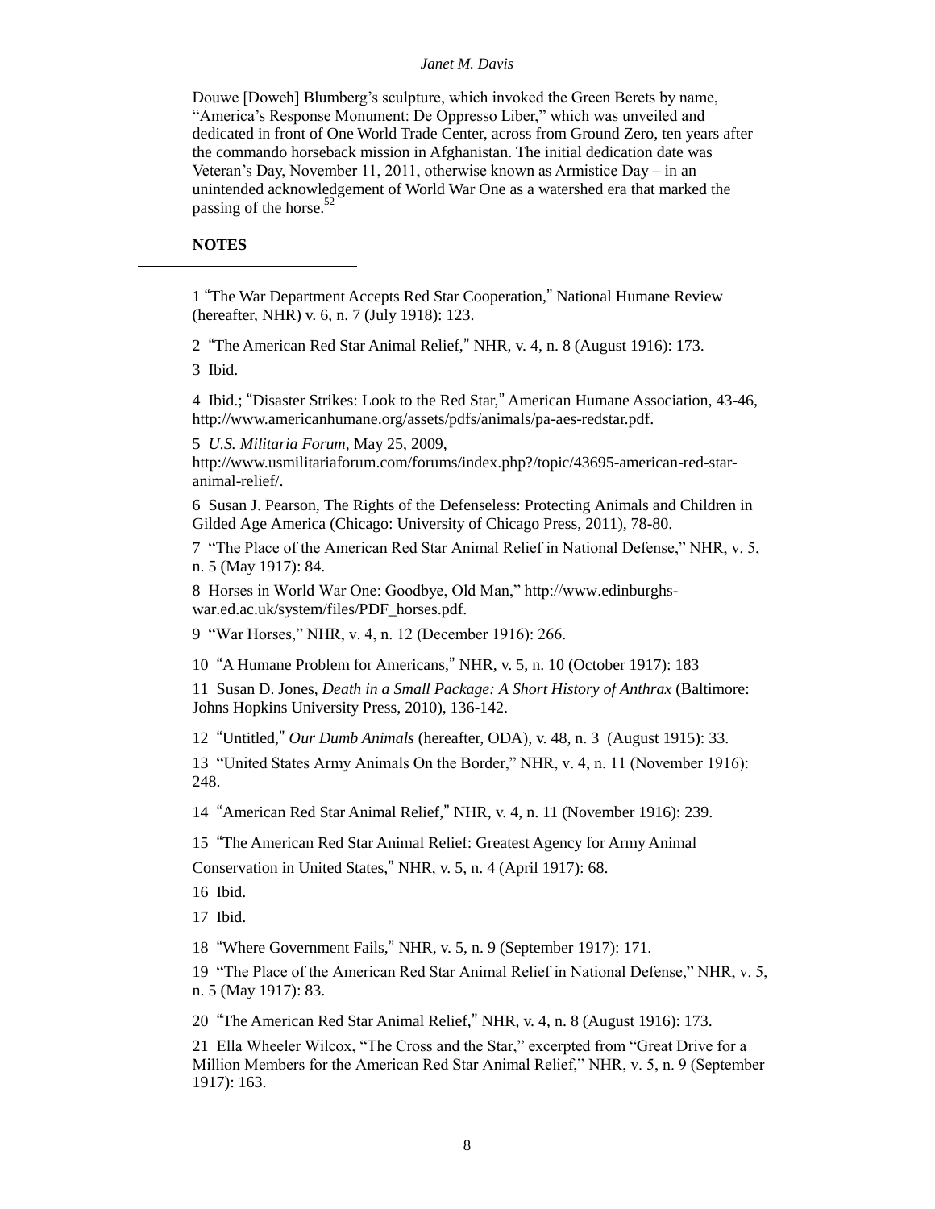Douwe [Doweh] Blumberg's sculpture, which invoked the Green Berets by name, "America's Response Monument: De Oppresso Liber," which was unveiled and dedicated in front of One World Trade Center, across from Ground Zero, ten years after the commando horseback mission in Afghanistan. The initial dedication date was Veteran's Day, November 11, 2011, otherwise known as Armistice Day – in an unintended acknowledgement of World War One as a watershed era that marked the passing of the horse.[52]

**NOTES**

---

1 "The War Department Accepts Red Star Cooperation," National Humane Review (hereafter, NHR) v. 6, n. 7 (July 1918): 123.

2 "The American Red Star Animal Relief," NHR, v. 4, n. 8 (August 1916): 173.

3 Ibid.

4 Ibid.; "Disaster Strikes: Look to the Red Star," American Humane Association, 43-46, http://www.americanhumane.org/assets/pdfs/animals/pa-aes-redstar.pdf.

5 *U.S. Militaria Forum*, May 25, 2009, http://www.usmilitariaforum.com/forums/index.php?/topic/43695-american-red-star-animal-relief/.

6 Susan J. Pearson, The Rights of the Defenseless: Protecting Animals and Children in Gilded Age America (Chicago: University of Chicago Press, 2011), 78-80.

7 "The Place of the American Red Star Animal Relief in National Defense," NHR, v. 5, n. 5 (May 1917): 84.

8 Horses in World War One: Goodbye, Old Man," http://www.edinburghs-war.ed.ac.uk/system/files/PDF_horses.pdf.

9 "War Horses," NHR, v. 4, n. 12 (December 1916): 266.

10 "A Humane Problem for Americans," NHR, v. 5, n. 10 (October 1917): 183

11 Susan D. Jones, *Death in a Small Package: A Short History of Anthrax* (Baltimore: Johns Hopkins University Press, 2010), 136-142.

12 "Untitled," *Our Dumb Animals* (hereafter, ODA), v. 48, n. 3 (August 1915): 33.

13 "United States Army Animals On the Border," NHR, v. 4, n. 11 (November 1916): 248.

14 "American Red Star Animal Relief," NHR, v. 4, n. 11 (November 1916): 239.

15 "The American Red Star Animal Relief: Greatest Agency for Army Animal Conservation in United States," NHR, v. 5, n. 4 (April 1917): 68.

16 Ibid.

17 Ibid.

18 "Where Government Fails," NHR, v. 5, n. 9 (September 1917): 171.

19 "The Place of the American Red Star Animal Relief in National Defense," NHR, v. 5, n. 5 (May 1917): 83.

20 "The American Red Star Animal Relief," NHR, v. 4, n. 8 (August 1916): 173.

21 Ella Wheeler Wilcox, "The Cross and the Star," excerpted from "Great Drive for a Million Members for the American Red Star Animal Relief," NHR, v. 5, n. 9 (September 1917): 163.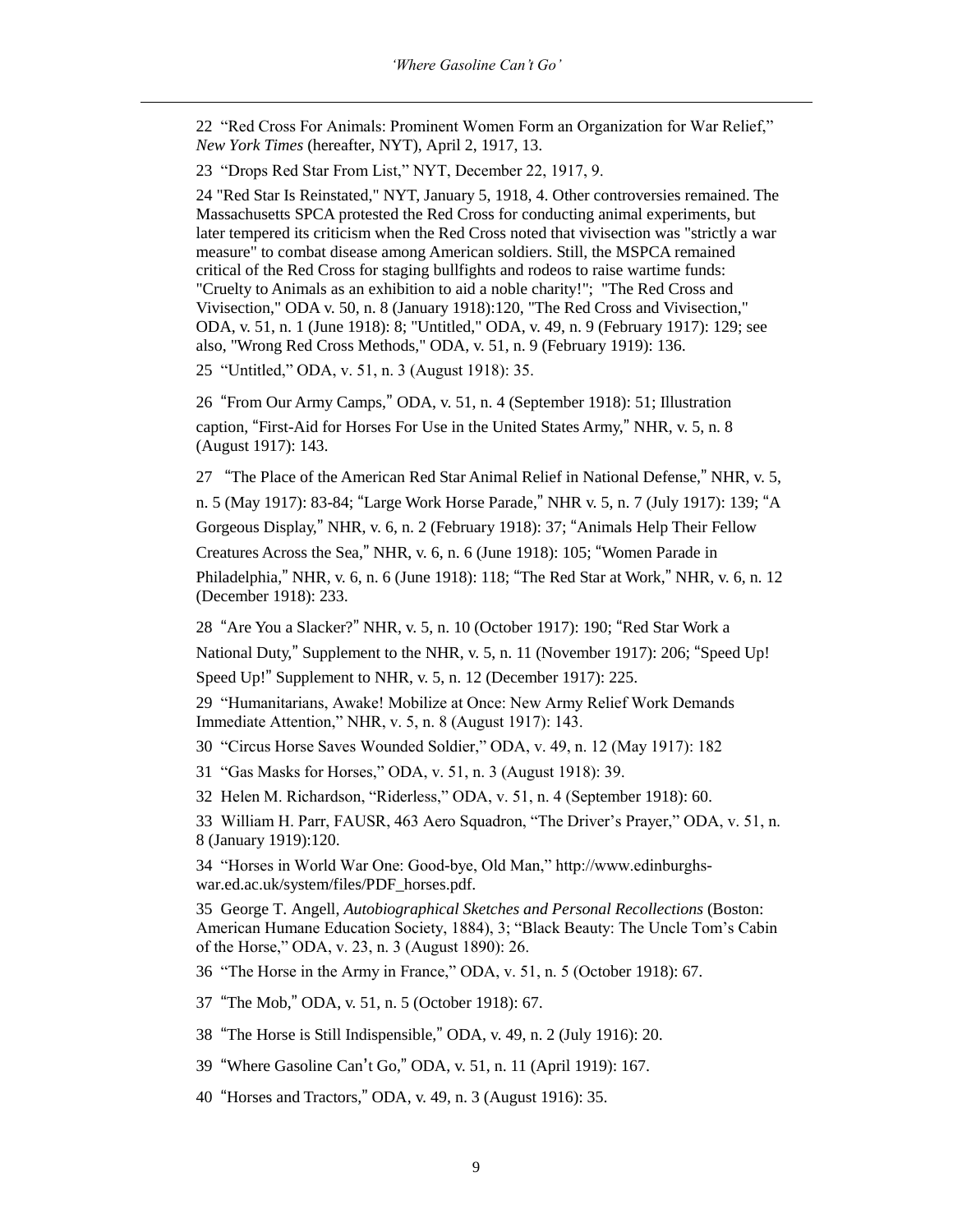22 "Red Cross For Animals: Prominent Women Form an Organization for War Relief," *New York Times* (hereafter, NYT), April 2, 1917, 13.

23 "Drops Red Star From List," NYT, December 22, 1917, 9.

24 "Red Star Is Reinstated," NYT, January 5, 1918, 4. Other controversies remained. The Massachusetts SPCA protested the Red Cross for conducting animal experiments, but later tempered its criticism when the Red Cross noted that vivisection was "strictly a war measure" to combat disease among American soldiers. Still, the MSPCA remained critical of the Red Cross for staging bullfights and rodeos to raise wartime funds: "Cruelty to Animals as an exhibition to aid a noble charity!"; "The Red Cross and Vivisection," ODA v. 50, n. 8 (January 1918):120, "The Red Cross and Vivisection," ODA, v. 51, n. 1 (June 1918): 8; "Untitled," ODA, v. 49, n. 9 (February 1917): 129; see also, "Wrong Red Cross Methods," ODA, v. 51, n. 9 (February 1919): 136.

25 "Untitled," ODA, v. 51, n. 3 (August 1918): 35.

26 "From Our Army Camps," ODA, v. 51, n. 4 (September 1918): 51; Illustration caption, "First-Aid for Horses For Use in the United States Army," NHR, v. 5, n. 8 (August 1917): 143.

27 "The Place of the American Red Star Animal Relief in National Defense," NHR, v. 5, n. 5 (May 1917): 83-84; "Large Work Horse Parade," NHR v. 5, n. 7 (July 1917): 139; "A Gorgeous Display," NHR, v. 6, n. 2 (February 1918): 37; "Animals Help Their Fellow Creatures Across the Sea," NHR, v. 6, n. 6 (June 1918): 105; "Women Parade in Philadelphia," NHR, v. 6, n. 6 (June 1918): 118; "The Red Star at Work," NHR, v. 6, n. 12 (December 1918): 233.

28 "Are You a Slacker?" NHR, v. 5, n. 10 (October 1917): 190; "Red Star Work a National Duty," Supplement to the NHR, v. 5, n. 11 (November 1917): 206; "Speed Up! Speed Up!" Supplement to NHR, v. 5, n. 12 (December 1917): 225.

29 "Humanitarians, Awake! Mobilize at Once: New Army Relief Work Demands Immediate Attention," NHR, v. 5, n. 8 (August 1917): 143.

30 "Circus Horse Saves Wounded Soldier," ODA, v. 49, n. 12 (May 1917): 182

31 "Gas Masks for Horses," ODA, v. 51, n. 3 (August 1918): 39.

32 Helen M. Richardson, "Riderless," ODA, v. 51, n. 4 (September 1918): 60.

33 William H. Parr, FAUSR, 463 Aero Squadron, "The Driver's Prayer," ODA, v. 51, n. 8 (January 1919):120.

34 "Horses in World War One: Good-bye, Old Man," http://www.edinburghs-war.ed.ac.uk/system/files/PDF_horses.pdf.

35 George T. Angell, *Autobiographical Sketches and Personal Recollections* (Boston: American Humane Education Society, 1884), 3; "Black Beauty: The Uncle Tom's Cabin of the Horse," ODA, v. 23, n. 3 (August 1890): 26.

36 "The Horse in the Army in France," ODA, v. 51, n. 5 (October 1918): 67.

37 "The Mob," ODA, v. 51, n. 5 (October 1918): 67.

38 "The Horse is Still Indispensible," ODA, v. 49, n. 2 (July 1916): 20.

39 "Where Gasoline Can't Go," ODA, v. 51, n. 11 (April 1919): 167.

40 "Horses and Tractors," ODA, v. 49, n. 3 (August 1916): 35.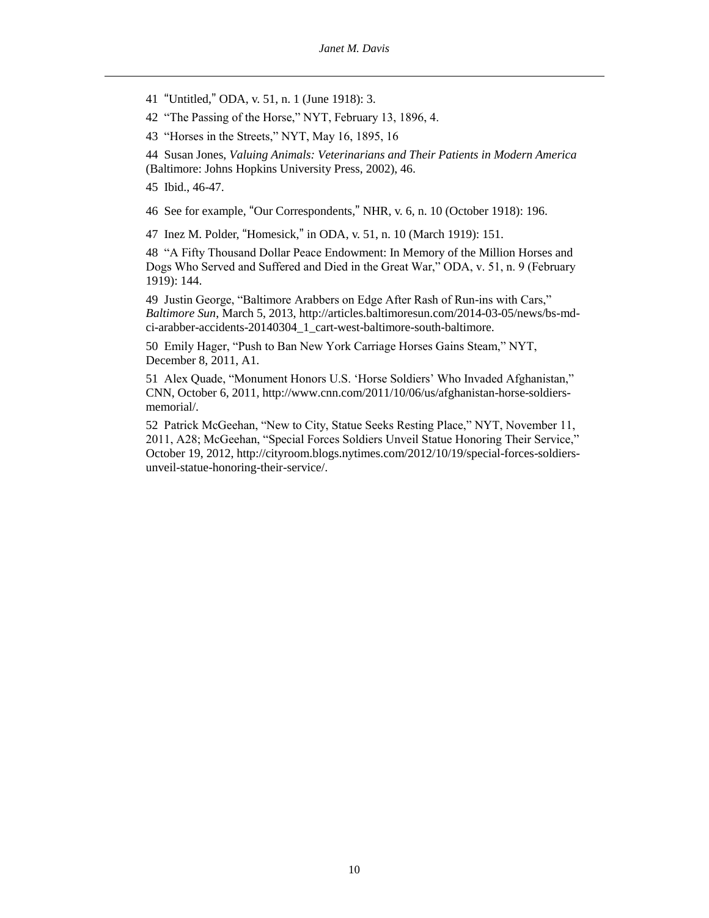41 "Untitled," ODA, v. 51, n. 1 (June 1918): 3.

42 "The Passing of the Horse," NYT, February 13, 1896, 4.

43 "Horses in the Streets," NYT, May 16, 1895, 16

44 Susan Jones, *Valuing Animals: Veterinarians and Their Patients in Modern America* (Baltimore: Johns Hopkins University Press, 2002), 46.

45 Ibid., 46-47.

46 See for example, "Our Correspondents," NHR, v. 6, n. 10 (October 1918): 196.

47 Inez M. Polder, "Homesick," in ODA, v. 51, n. 10 (March 1919): 151.

48 "A Fifty Thousand Dollar Peace Endowment: In Memory of the Million Horses and Dogs Who Served and Suffered and Died in the Great War," ODA, v. 51, n. 9 (February 1919): 144.

49 Justin George, "Baltimore Arabbers on Edge After Rash of Run-ins with Cars," *Baltimore Sun*, March 5, 2013, http://articles.baltimoresun.com/2014-03-05/news/bs-md-ci-arabber-accidents-20140304_1_cart-west-baltimore-south-baltimore.

50 Emily Hager, "Push to Ban New York Carriage Horses Gains Steam," NYT, December 8, 2011, A1.

51 Alex Quade, "Monument Honors U.S. 'Horse Soldiers' Who Invaded Afghanistan," CNN, October 6, 2011, http://www.cnn.com/2011/10/06/us/afghanistan-horse-soldiers-memorial/.

52 Patrick McGeehan, "New to City, Statue Seeks Resting Place," NYT, November 11, 2011, A28; McGeehan, "Special Forces Soldiers Unveil Statue Honoring Their Service," October 19, 2012, http://cityroom.blogs.nytimes.com/2012/10/19/special-forces-soldiers-unveil-statue-honoring-their-service/.